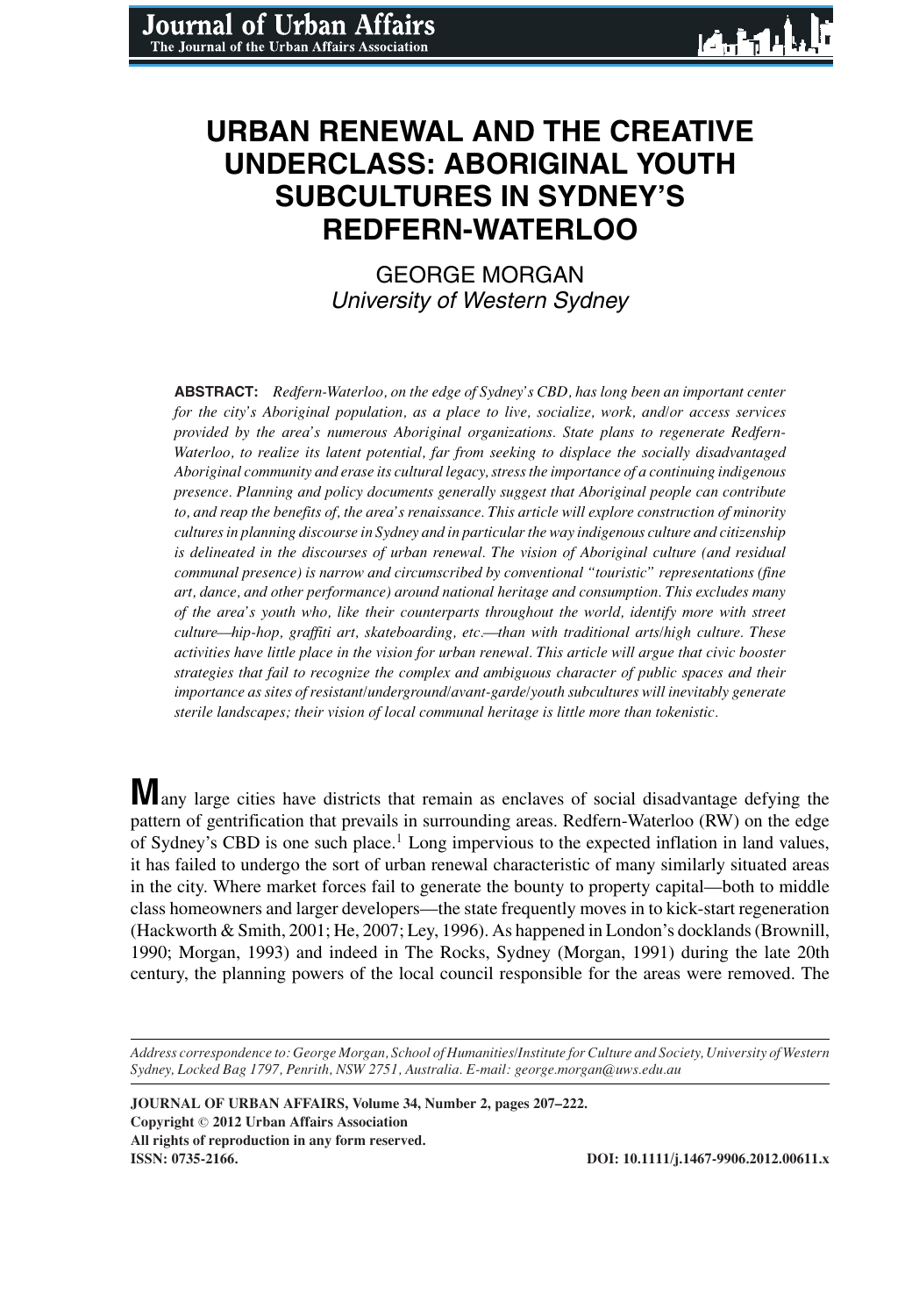# URBAN RENEWAL AND THE CREATIVE UNDERCLASS: ABORIGINAL YOUTH SUBCULTURES IN SYDNEY'S REDFERN-WATERLOO

GEORGE MORGAN
*University of Western Sydney*

**ABSTRACT:** *Redfern-Waterloo, on the edge of Sydney's CBD, has long been an important center for the city's Aboriginal population, as a place to live, socialize, work, and/or access services provided by the area's numerous Aboriginal organizations. State plans to regenerate Redfern-Waterloo, to realize its latent potential, far from seeking to displace the socially disadvantaged Aboriginal community and erase its cultural legacy, stress the importance of a continuing indigenous presence. Planning and policy documents generally suggest that Aboriginal people can contribute to, and reap the benefits of, the area's renaissance. This article will explore construction of minority cultures in planning discourse in Sydney and in particular the way indigenous culture and citizenship is delineated in the discourses of urban renewal. The vision of Aboriginal culture (and residual communal presence) is narrow and circumscribed by conventional "touristic" representations (fine art, dance, and other performance) around national heritage and consumption. This excludes many of the area's youth who, like their counterparts throughout the world, identify more with street culture—hip-hop, graffiti art, skateboarding, etc.—than with traditional arts/high culture. These activities have little place in the vision for urban renewal. This article will argue that civic booster strategies that fail to recognize the complex and ambiguous character of public spaces and their importance as sites of resistant/underground/avant-garde/youth subcultures will inevitably generate sterile landscapes; their vision of local communal heritage is little more than tokenistic.*

Many large cities have districts that remain as enclaves of social disadvantage defying the pattern of gentrification that prevails in surrounding areas. Redfern-Waterloo (RW) on the edge of Sydney's CBD is one such place.[1] Long impervious to the expected inflation in land values, it has failed to undergo the sort of urban renewal characteristic of many similarly situated areas in the city. Where market forces fail to generate the bounty to property capital—both to middle class homeowners and larger developers—the state frequently moves in to kick-start regeneration (Hackworth & Smith, 2001; He, 2007; Ley, 1996). As happened in London's docklands (Brownill, 1990; Morgan, 1993) and indeed in The Rocks, Sydney (Morgan, 1991) during the late 20th century, the planning powers of the local council responsible for the areas were removed. The

---

*Address correspondence to: George Morgan, School of Humanities/Institute for Culture and Society, University of Western Sydney, Locked Bag 1797, Penrith, NSW 2751, Australia. E-mail: george.morgan@uws.edu.au*

**JOURNAL OF URBAN AFFAIRS, Volume 34, Number 2, pages 207–222.**
**Copyright © 2012 Urban Affairs Association**
**All rights of reproduction in any form reserved.**
**ISSN: 0735-2166.** **DOI: 10.1111/j.1467-9906.2012.00611.x**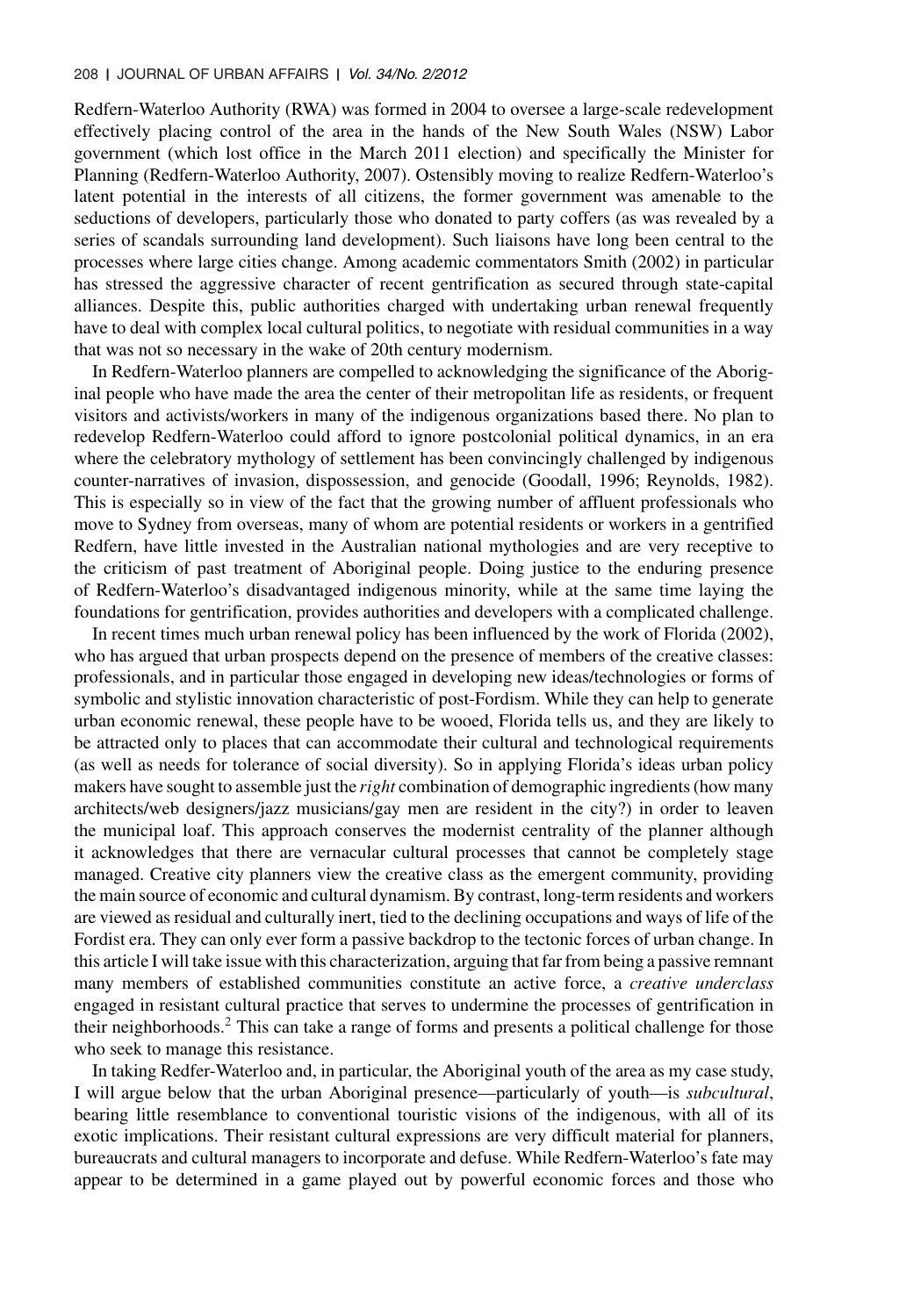Redfern-Waterloo Authority (RWA) was formed in 2004 to oversee a large-scale redevelopment effectively placing control of the area in the hands of the New South Wales (NSW) Labor government (which lost office in the March 2011 election) and specifically the Minister for Planning (Redfern-Waterloo Authority, 2007). Ostensibly moving to realize Redfern-Waterloo's latent potential in the interests of all citizens, the former government was amenable to the seductions of developers, particularly those who donated to party coffers (as was revealed by a series of scandals surrounding land development). Such liaisons have long been central to the processes where large cities change. Among academic commentators Smith (2002) in particular has stressed the aggressive character of recent gentrification as secured through state-capital alliances. Despite this, public authorities charged with undertaking urban renewal frequently have to deal with complex local cultural politics, to negotiate with residual communities in a way that was not so necessary in the wake of 20th century modernism.

In Redfern-Waterloo planners are compelled to acknowledging the significance of the Aboriginal people who have made the area the center of their metropolitan life as residents, or frequent visitors and activists/workers in many of the indigenous organizations based there. No plan to redevelop Redfern-Waterloo could afford to ignore postcolonial political dynamics, in an era where the celebratory mythology of settlement has been convincingly challenged by indigenous counter-narratives of invasion, dispossession, and genocide (Goodall, 1996; Reynolds, 1982). This is especially so in view of the fact that the growing number of affluent professionals who move to Sydney from overseas, many of whom are potential residents or workers in a gentrified Redfern, have little invested in the Australian national mythologies and are very receptive to the criticism of past treatment of Aboriginal people. Doing justice to the enduring presence of Redfern-Waterloo's disadvantaged indigenous minority, while at the same time laying the foundations for gentrification, provides authorities and developers with a complicated challenge.

In recent times much urban renewal policy has been influenced by the work of Florida (2002), who has argued that urban prospects depend on the presence of members of the creative classes: professionals, and in particular those engaged in developing new ideas/technologies or forms of symbolic and stylistic innovation characteristic of post-Fordism. While they can help to generate urban economic renewal, these people have to be wooed, Florida tells us, and they are likely to be attracted only to places that can accommodate their cultural and technological requirements (as well as needs for tolerance of social diversity). So in applying Florida's ideas urban policy makers have sought to assemble just the *right* combination of demographic ingredients (how many architects/web designers/jazz musicians/gay men are resident in the city?) in order to leaven the municipal loaf. This approach conserves the modernist centrality of the planner although it acknowledges that there are vernacular cultural processes that cannot be completely stage managed. Creative city planners view the creative class as the emergent community, providing the main source of economic and cultural dynamism. By contrast, long-term residents and workers are viewed as residual and culturally inert, tied to the declining occupations and ways of life of the Fordist era. They can only ever form a passive backdrop to the tectonic forces of urban change. In this article I will take issue with this characterization, arguing that far from being a passive remnant many members of established communities constitute an active force, a *creative underclass* engaged in resistant cultural practice that serves to undermine the processes of gentrification in their neighborhoods.[2] This can take a range of forms and presents a political challenge for those who seek to manage this resistance.

In taking Redfer-Waterloo and, in particular, the Aboriginal youth of the area as my case study, I will argue below that the urban Aboriginal presence—particularly of youth—is *subcultural*, bearing little resemblance to conventional touristic visions of the indigenous, with all of its exotic implications. Their resistant cultural expressions are very difficult material for planners, bureaucrats and cultural managers to incorporate and defuse. While Redfern-Waterloo's fate may appear to be determined in a game played out by powerful economic forces and those who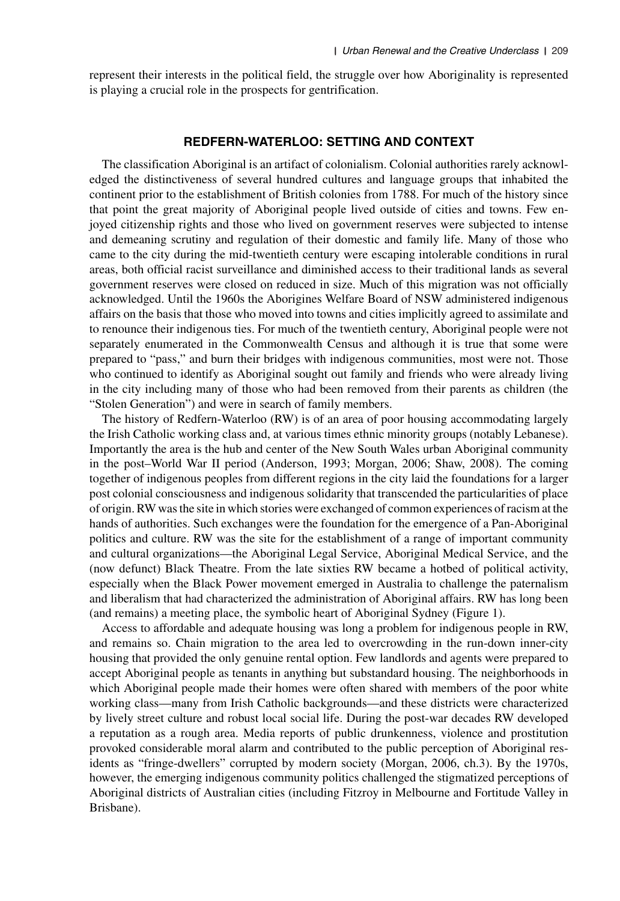represent their interests in the political field, the struggle over how Aboriginality is represented is playing a crucial role in the prospects for gentrification.

## REDFERN-WATERLOO: SETTING AND CONTEXT

The classification Aboriginal is an artifact of colonialism. Colonial authorities rarely acknowledged the distinctiveness of several hundred cultures and language groups that inhabited the continent prior to the establishment of British colonies from 1788. For much of the history since that point the great majority of Aboriginal people lived outside of cities and towns. Few enjoyed citizenship rights and those who lived on government reserves were subjected to intense and demeaning scrutiny and regulation of their domestic and family life. Many of those who came to the city during the mid-twentieth century were escaping intolerable conditions in rural areas, both official racist surveillance and diminished access to their traditional lands as several government reserves were closed on reduced in size. Much of this migration was not officially acknowledged. Until the 1960s the Aborigines Welfare Board of NSW administered indigenous affairs on the basis that those who moved into towns and cities implicitly agreed to assimilate and to renounce their indigenous ties. For much of the twentieth century, Aboriginal people were not separately enumerated in the Commonwealth Census and although it is true that some were prepared to "pass," and burn their bridges with indigenous communities, most were not. Those who continued to identify as Aboriginal sought out family and friends who were already living in the city including many of those who had been removed from their parents as children (the "Stolen Generation") and were in search of family members.

The history of Redfern-Waterloo (RW) is of an area of poor housing accommodating largely the Irish Catholic working class and, at various times ethnic minority groups (notably Lebanese). Importantly the area is the hub and center of the New South Wales urban Aboriginal community in the post–World War II period (Anderson, 1993; Morgan, 2006; Shaw, 2008). The coming together of indigenous peoples from different regions in the city laid the foundations for a larger post colonial consciousness and indigenous solidarity that transcended the particularities of place of origin. RW was the site in which stories were exchanged of common experiences of racism at the hands of authorities. Such exchanges were the foundation for the emergence of a Pan-Aboriginal politics and culture. RW was the site for the establishment of a range of important community and cultural organizations—the Aboriginal Legal Service, Aboriginal Medical Service, and the (now defunct) Black Theatre. From the late sixties RW became a hotbed of political activity, especially when the Black Power movement emerged in Australia to challenge the paternalism and liberalism that had characterized the administration of Aboriginal affairs. RW has long been (and remains) a meeting place, the symbolic heart of Aboriginal Sydney (Figure 1).

Access to affordable and adequate housing was long a problem for indigenous people in RW, and remains so. Chain migration to the area led to overcrowding in the run-down inner-city housing that provided the only genuine rental option. Few landlords and agents were prepared to accept Aboriginal people as tenants in anything but substandard housing. The neighborhoods in which Aboriginal people made their homes were often shared with members of the poor white working class—many from Irish Catholic backgrounds—and these districts were characterized by lively street culture and robust local social life. During the post-war decades RW developed a reputation as a rough area. Media reports of public drunkenness, violence and prostitution provoked considerable moral alarm and contributed to the public perception of Aboriginal residents as "fringe-dwellers" corrupted by modern society (Morgan, 2006, ch.3). By the 1970s, however, the emerging indigenous community politics challenged the stigmatized perceptions of Aboriginal districts of Australian cities (including Fitzroy in Melbourne and Fortitude Valley in Brisbane).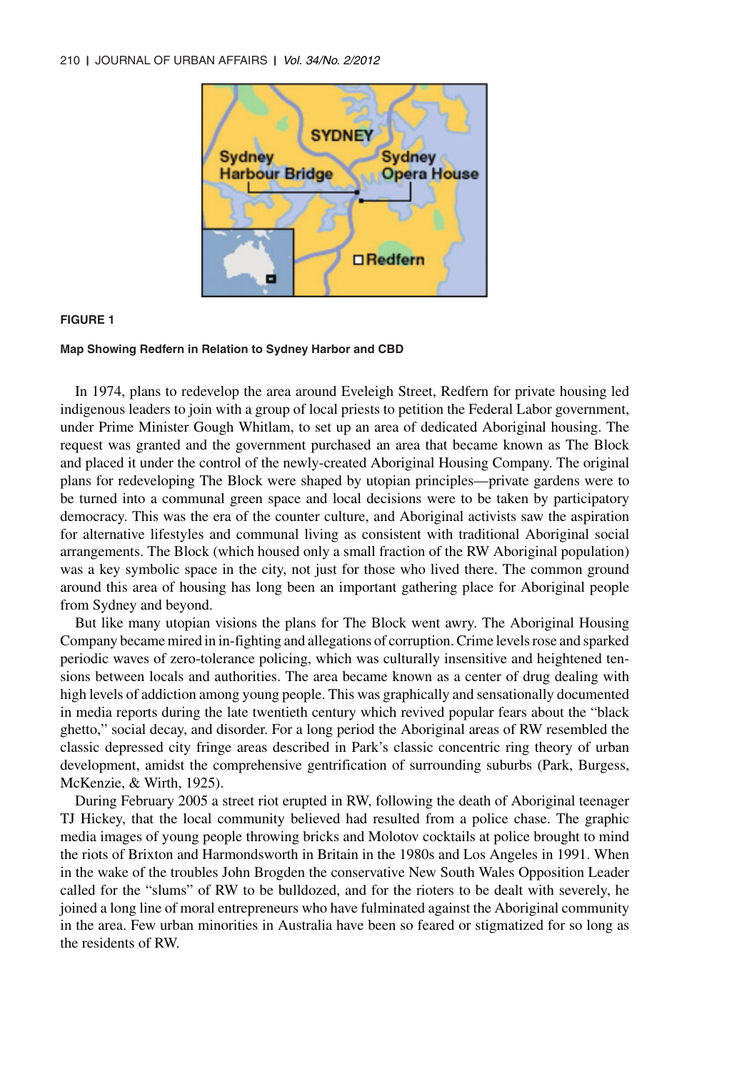SYDNEY

Sydney Harbour Bridge

Sydney Opera House

Redfern

**FIGURE 1**

**Map Showing Redfern in Relation to Sydney Harbor and CBD**

In 1974, plans to redevelop the area around Eveleigh Street, Redfern for private housing led indigenous leaders to join with a group of local priests to petition the Federal Labor government, under Prime Minister Gough Whitlam, to set up an area of dedicated Aboriginal housing. The request was granted and the government purchased an area that became known as The Block and placed it under the control of the newly-created Aboriginal Housing Company. The original plans for redeveloping The Block were shaped by utopian principles—private gardens were to be turned into a communal green space and local decisions were to be taken by participatory democracy. This was the era of the counter culture, and Aboriginal activists saw the aspiration for alternative lifestyles and communal living as consistent with traditional Aboriginal social arrangements. The Block (which housed only a small fraction of the RW Aboriginal population) was a key symbolic space in the city, not just for those who lived there. The common ground around this area of housing has long been an important gathering place for Aboriginal people from Sydney and beyond.

But like many utopian visions the plans for The Block went awry. The Aboriginal Housing Company became mired in in-fighting and allegations of corruption. Crime levels rose and sparked periodic waves of zero-tolerance policing, which was culturally insensitive and heightened tensions between locals and authorities. The area became known as a center of drug dealing with high levels of addiction among young people. This was graphically and sensationally documented in media reports during the late twentieth century which revived popular fears about the "black ghetto," social decay, and disorder. For a long period the Aboriginal areas of RW resembled the classic depressed city fringe areas described in Park's classic concentric ring theory of urban development, amidst the comprehensive gentrification of surrounding suburbs (Park, Burgess, McKenzie, & Wirth, 1925).

During February 2005 a street riot erupted in RW, following the death of Aboriginal teenager TJ Hickey, that the local community believed had resulted from a police chase. The graphic media images of young people throwing bricks and Molotov cocktails at police brought to mind the riots of Brixton and Harmondsworth in Britain in the 1980s and Los Angeles in 1991. When in the wake of the troubles John Brogden the conservative New South Wales Opposition Leader called for the "slums" of RW to be bulldozed, and for the rioters to be dealt with severely, he joined a long line of moral entrepreneurs who have fulminated against the Aboriginal community in the area. Few urban minorities in Australia have been so feared or stigmatized for so long as the residents of RW.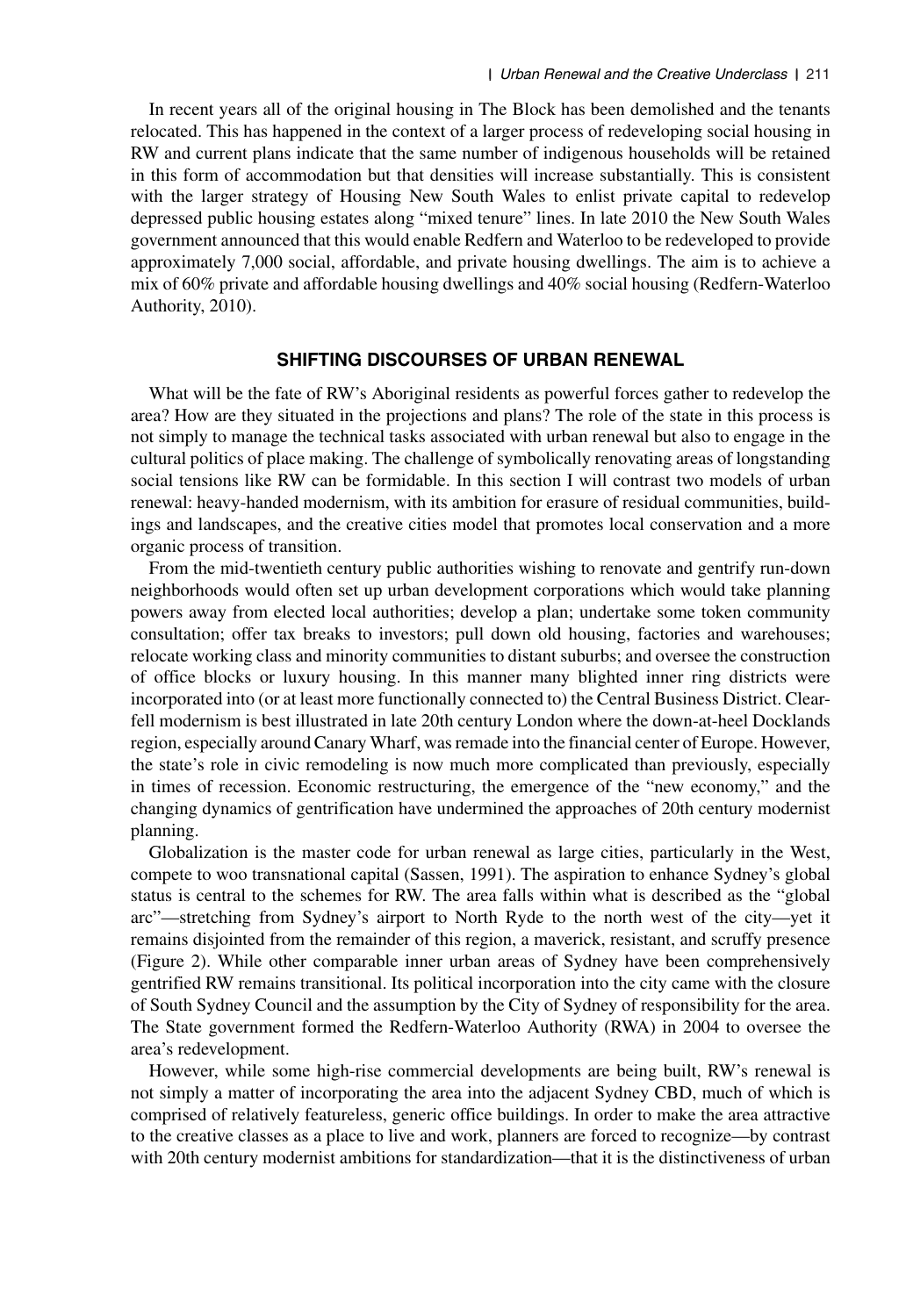In recent years all of the original housing in The Block has been demolished and the tenants relocated. This has happened in the context of a larger process of redeveloping social housing in RW and current plans indicate that the same number of indigenous households will be retained in this form of accommodation but that densities will increase substantially. This is consistent with the larger strategy of Housing New South Wales to enlist private capital to redevelop depressed public housing estates along "mixed tenure" lines. In late 2010 the New South Wales government announced that this would enable Redfern and Waterloo to be redeveloped to provide approximately 7,000 social, affordable, and private housing dwellings. The aim is to achieve a mix of 60% private and affordable housing dwellings and 40% social housing (Redfern-Waterloo Authority, 2010).

## SHIFTING DISCOURSES OF URBAN RENEWAL

What will be the fate of RW's Aboriginal residents as powerful forces gather to redevelop the area? How are they situated in the projections and plans? The role of the state in this process is not simply to manage the technical tasks associated with urban renewal but also to engage in the cultural politics of place making. The challenge of symbolically renovating areas of longstanding social tensions like RW can be formidable. In this section I will contrast two models of urban renewal: heavy-handed modernism, with its ambition for erasure of residual communities, buildings and landscapes, and the creative cities model that promotes local conservation and a more organic process of transition.

From the mid-twentieth century public authorities wishing to renovate and gentrify run-down neighborhoods would often set up urban development corporations which would take planning powers away from elected local authorities; develop a plan; undertake some token community consultation; offer tax breaks to investors; pull down old housing, factories and warehouses; relocate working class and minority communities to distant suburbs; and oversee the construction of office blocks or luxury housing. In this manner many blighted inner ring districts were incorporated into (or at least more functionally connected to) the Central Business District. Clear-fell modernism is best illustrated in late 20th century London where the down-at-heel Docklands region, especially around Canary Wharf, was remade into the financial center of Europe. However, the state's role in civic remodeling is now much more complicated than previously, especially in times of recession. Economic restructuring, the emergence of the "new economy," and the changing dynamics of gentrification have undermined the approaches of 20th century modernist planning.

Globalization is the master code for urban renewal as large cities, particularly in the West, compete to woo transnational capital (Sassen, 1991). The aspiration to enhance Sydney's global status is central to the schemes for RW. The area falls within what is described as the "global arc"—stretching from Sydney's airport to North Ryde to the north west of the city—yet it remains disjointed from the remainder of this region, a maverick, resistant, and scruffy presence (Figure 2). While other comparable inner urban areas of Sydney have been comprehensively gentrified RW remains transitional. Its political incorporation into the city came with the closure of South Sydney Council and the assumption by the City of Sydney of responsibility for the area. The State government formed the Redfern-Waterloo Authority (RWA) in 2004 to oversee the area's redevelopment.

However, while some high-rise commercial developments are being built, RW's renewal is not simply a matter of incorporating the area into the adjacent Sydney CBD, much of which is comprised of relatively featureless, generic office buildings. In order to make the area attractive to the creative classes as a place to live and work, planners are forced to recognize—by contrast with 20th century modernist ambitions for standardization—that it is the distinctiveness of urban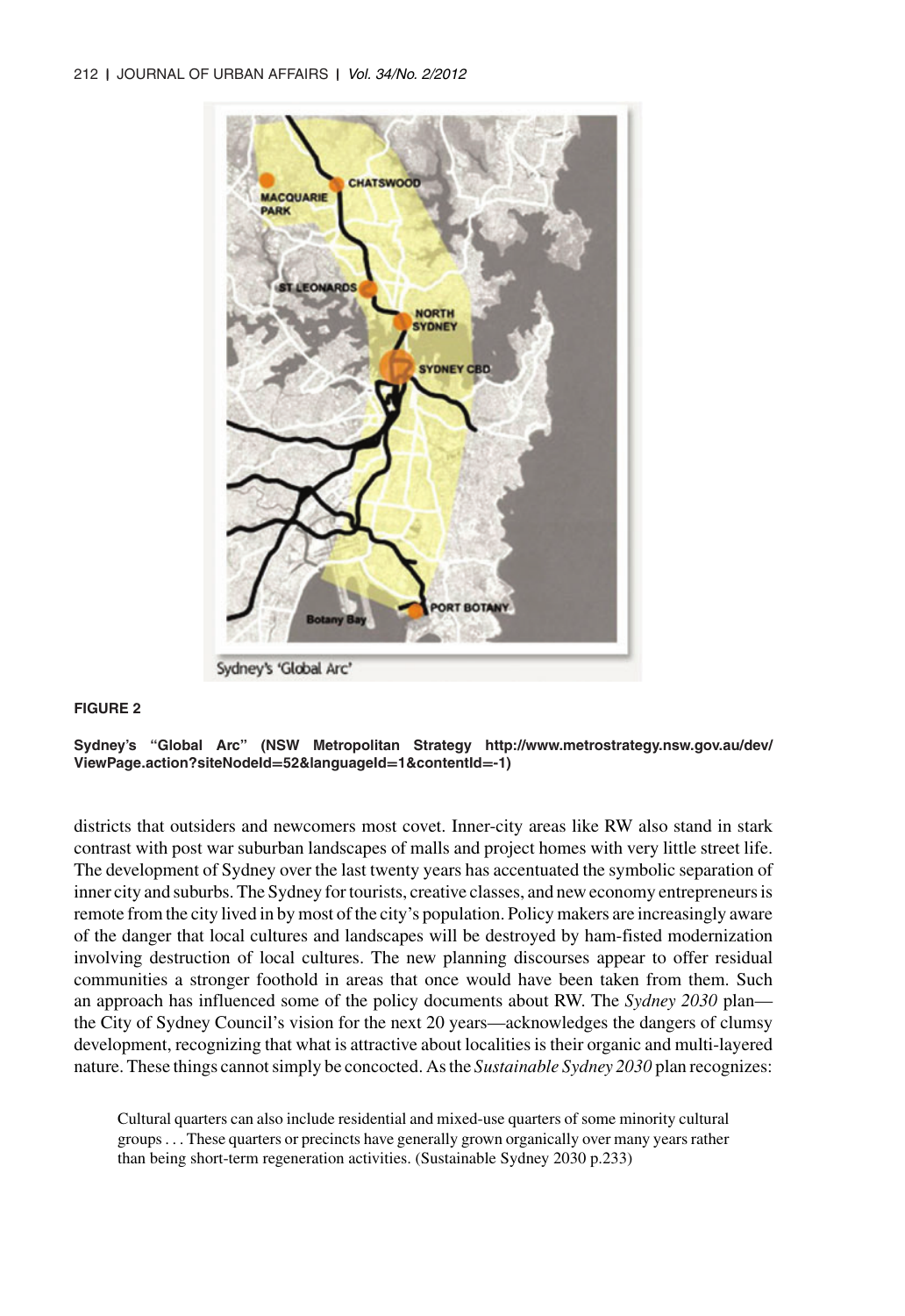**FIGURE 2**

**Sydney's "Global Arc" (NSW Metropolitan Strategy http://www.metrostrategy.nsw.gov.au/dev/ViewPage.action?siteNodeId=52&languageId=1&contentId=-1)**

districts that outsiders and newcomers most covet. Inner-city areas like RW also stand in stark contrast with post war suburban landscapes of malls and project homes with very little street life. The development of Sydney over the last twenty years has accentuated the symbolic separation of inner city and suburbs. The Sydney for tourists, creative classes, and new economy entrepreneurs is remote from the city lived in by most of the city's population. Policy makers are increasingly aware of the danger that local cultures and landscapes will be destroyed by ham-fisted modernization involving destruction of local cultures. The new planning discourses appear to offer residual communities a stronger foothold in areas that once would have been taken from them. Such an approach has influenced some of the policy documents about RW. The *Sydney 2030* plan—the City of Sydney Council's vision for the next 20 years—acknowledges the dangers of clumsy development, recognizing that what is attractive about localities is their organic and multi-layered nature. These things cannot simply be concocted. As the *Sustainable Sydney 2030* plan recognizes:

> Cultural quarters can also include residential and mixed-use quarters of some minority cultural groups . . . These quarters or precincts have generally grown organically over many years rather than being short-term regeneration activities. (Sustainable Sydney 2030 p.233)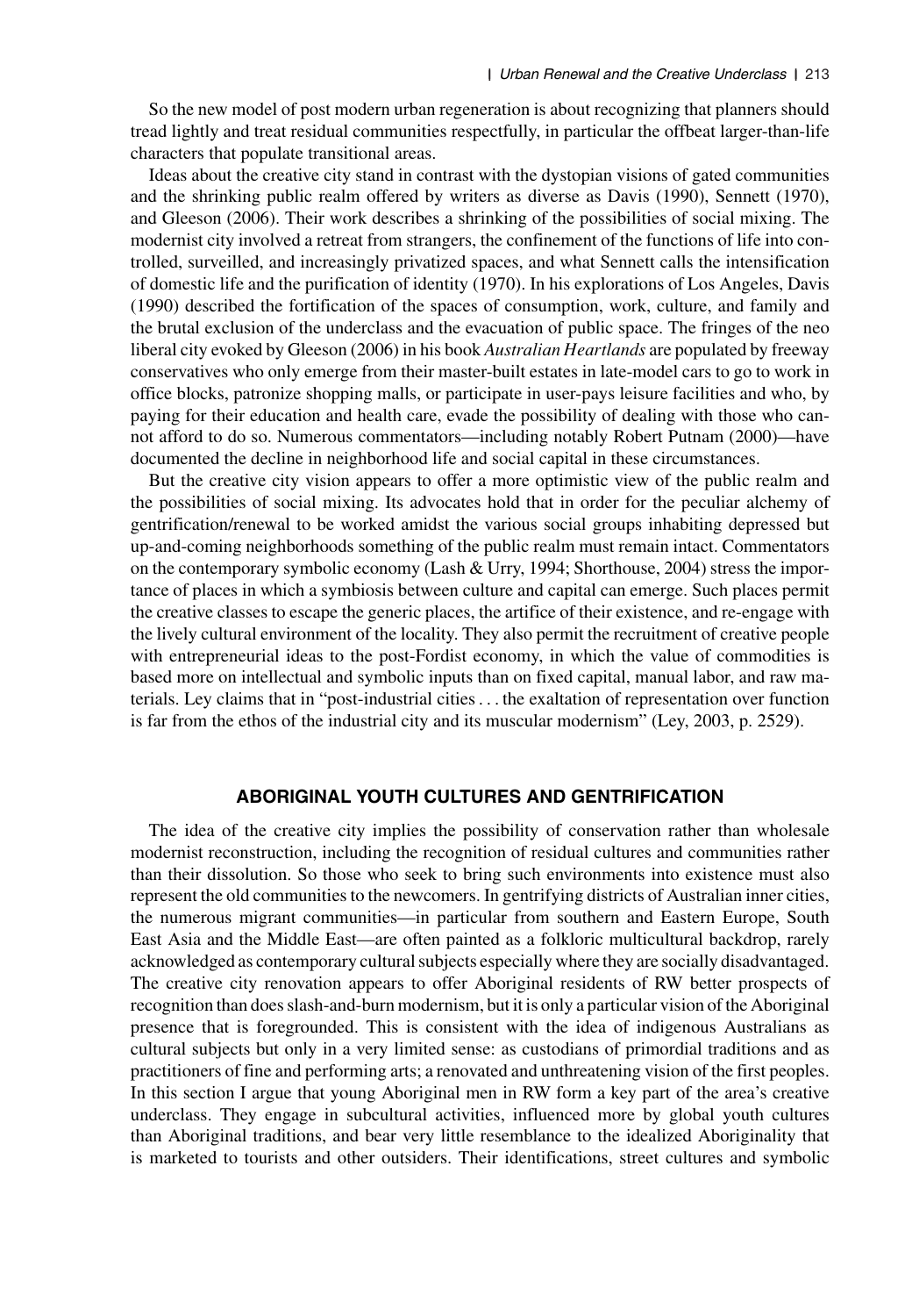So the new model of post modern urban regeneration is about recognizing that planners should tread lightly and treat residual communities respectfully, in particular the offbeat larger-than-life characters that populate transitional areas.

Ideas about the creative city stand in contrast with the dystopian visions of gated communities and the shrinking public realm offered by writers as diverse as Davis (1990), Sennett (1970), and Gleeson (2006). Their work describes a shrinking of the possibilities of social mixing. The modernist city involved a retreat from strangers, the confinement of the functions of life into controlled, surveilled, and increasingly privatized spaces, and what Sennett calls the intensification of domestic life and the purification of identity (1970). In his explorations of Los Angeles, Davis (1990) described the fortification of the spaces of consumption, work, culture, and family and the brutal exclusion of the underclass and the evacuation of public space. The fringes of the neo liberal city evoked by Gleeson (2006) in his book *Australian Heartlands* are populated by freeway conservatives who only emerge from their master-built estates in late-model cars to go to work in office blocks, patronize shopping malls, or participate in user-pays leisure facilities and who, by paying for their education and health care, evade the possibility of dealing with those who cannot afford to do so. Numerous commentators—including notably Robert Putnam (2000)—have documented the decline in neighborhood life and social capital in these circumstances.

But the creative city vision appears to offer a more optimistic view of the public realm and the possibilities of social mixing. Its advocates hold that in order for the peculiar alchemy of gentrification/renewal to be worked amidst the various social groups inhabiting depressed but up-and-coming neighborhoods something of the public realm must remain intact. Commentators on the contemporary symbolic economy (Lash & Urry, 1994; Shorthouse, 2004) stress the importance of places in which a symbiosis between culture and capital can emerge. Such places permit the creative classes to escape the generic places, the artifice of their existence, and re-engage with the lively cultural environment of the locality. They also permit the recruitment of creative people with entrepreneurial ideas to the post-Fordist economy, in which the value of commodities is based more on intellectual and symbolic inputs than on fixed capital, manual labor, and raw materials. Ley claims that in "post-industrial cities . . . the exaltation of representation over function is far from the ethos of the industrial city and its muscular modernism" (Ley, 2003, p. 2529).

## ABORIGINAL YOUTH CULTURES AND GENTRIFICATION

The idea of the creative city implies the possibility of conservation rather than wholesale modernist reconstruction, including the recognition of residual cultures and communities rather than their dissolution. So those who seek to bring such environments into existence must also represent the old communities to the newcomers. In gentrifying districts of Australian inner cities, the numerous migrant communities—in particular from southern and Eastern Europe, South East Asia and the Middle East—are often painted as a folkloric multicultural backdrop, rarely acknowledged as contemporary cultural subjects especially where they are socially disadvantaged. The creative city renovation appears to offer Aboriginal residents of RW better prospects of recognition than does slash-and-burn modernism, but it is only a particular vision of the Aboriginal presence that is foregrounded. This is consistent with the idea of indigenous Australians as cultural subjects but only in a very limited sense: as custodians of primordial traditions and as practitioners of fine and performing arts; a renovated and unthreatening vision of the first peoples. In this section I argue that young Aboriginal men in RW form a key part of the area's creative underclass. They engage in subcultural activities, influenced more by global youth cultures than Aboriginal traditions, and bear very little resemblance to the idealized Aboriginality that is marketed to tourists and other outsiders. Their identifications, street cultures and symbolic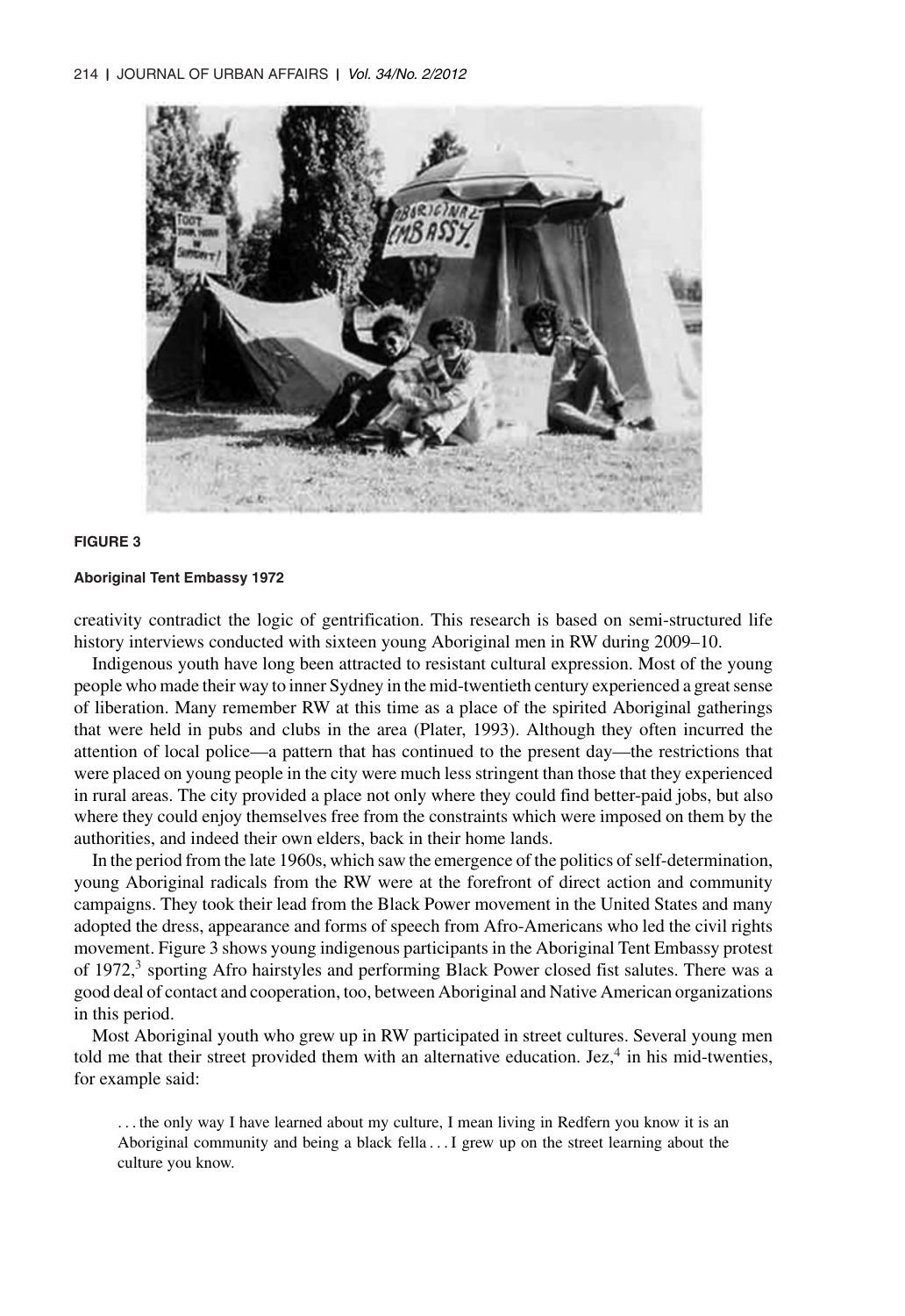**FIGURE 3**

**Aboriginal Tent Embassy 1972**

creativity contradict the logic of gentrification. This research is based on semi-structured life history interviews conducted with sixteen young Aboriginal men in RW during 2009–10.

Indigenous youth have long been attracted to resistant cultural expression. Most of the young people who made their way to inner Sydney in the mid-twentieth century experienced a great sense of liberation. Many remember RW at this time as a place of the spirited Aboriginal gatherings that were held in pubs and clubs in the area (Plater, 1993). Although they often incurred the attention of local police—a pattern that has continued to the present day—the restrictions that were placed on young people in the city were much less stringent than those that they experienced in rural areas. The city provided a place not only where they could find better-paid jobs, but also where they could enjoy themselves free from the constraints which were imposed on them by the authorities, and indeed their own elders, back in their home lands.

In the period from the late 1960s, which saw the emergence of the politics of self-determination, young Aboriginal radicals from the RW were at the forefront of direct action and community campaigns. They took their lead from the Black Power movement in the United States and many adopted the dress, appearance and forms of speech from Afro-Americans who led the civil rights movement. Figure 3 shows young indigenous participants in the Aboriginal Tent Embassy protest of 1972,[3] sporting Afro hairstyles and performing Black Power closed fist salutes. There was a good deal of contact and cooperation, too, between Aboriginal and Native American organizations in this period.

Most Aboriginal youth who grew up in RW participated in street cultures. Several young men told me that their street provided them with an alternative education. Jez,[4] in his mid-twenties, for example said:

> . . . the only way I have learned about my culture, I mean living in Redfern you know it is an Aboriginal community and being a black fella . . . I grew up on the street learning about the culture you know.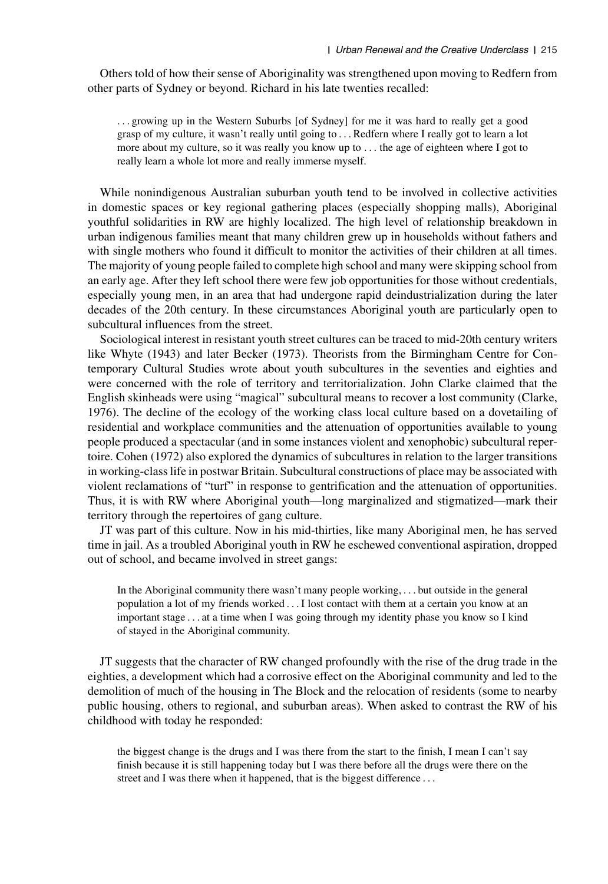Others told of how their sense of Aboriginality was strengthened upon moving to Redfern from other parts of Sydney or beyond. Richard in his late twenties recalled:

> . . . growing up in the Western Suburbs [of Sydney] for me it was hard to really get a good grasp of my culture, it wasn't really until going to . . . Redfern where I really got to learn a lot more about my culture, so it was really you know up to . . . the age of eighteen where I got to really learn a whole lot more and really immerse myself.

While nonindigenous Australian suburban youth tend to be involved in collective activities in domestic spaces or key regional gathering places (especially shopping malls), Aboriginal youthful solidarities in RW are highly localized. The high level of relationship breakdown in urban indigenous families meant that many children grew up in households without fathers and with single mothers who found it difficult to monitor the activities of their children at all times. The majority of young people failed to complete high school and many were skipping school from an early age. After they left school there were few job opportunities for those without credentials, especially young men, in an area that had undergone rapid deindustrialization during the later decades of the 20th century. In these circumstances Aboriginal youth are particularly open to subcultural influences from the street.

Sociological interest in resistant youth street cultures can be traced to mid-20th century writers like Whyte (1943) and later Becker (1973). Theorists from the Birmingham Centre for Contemporary Cultural Studies wrote about youth subcultures in the seventies and eighties and were concerned with the role of territory and territorialization. John Clarke claimed that the English skinheads were using "magical" subcultural means to recover a lost community (Clarke, 1976). The decline of the ecology of the working class local culture based on a dovetailing of residential and workplace communities and the attenuation of opportunities available to young people produced a spectacular (and in some instances violent and xenophobic) subcultural repertoire. Cohen (1972) also explored the dynamics of subcultures in relation to the larger transitions in working-class life in postwar Britain. Subcultural constructions of place may be associated with violent reclamations of "turf" in response to gentrification and the attenuation of opportunities. Thus, it is with RW where Aboriginal youth—long marginalized and stigmatized—mark their territory through the repertoires of gang culture.

JT was part of this culture. Now in his mid-thirties, like many Aboriginal men, he has served time in jail. As a troubled Aboriginal youth in RW he eschewed conventional aspiration, dropped out of school, and became involved in street gangs:

> In the Aboriginal community there wasn't many people working, . . . but outside in the general population a lot of my friends worked . . . I lost contact with them at a certain you know at an important stage . . . at a time when I was going through my identity phase you know so I kind of stayed in the Aboriginal community.

JT suggests that the character of RW changed profoundly with the rise of the drug trade in the eighties, a development which had a corrosive effect on the Aboriginal community and led to the demolition of much of the housing in The Block and the relocation of residents (some to nearby public housing, others to regional, and suburban areas). When asked to contrast the RW of his childhood with today he responded:

> the biggest change is the drugs and I was there from the start to the finish, I mean I can't say finish because it is still happening today but I was there before all the drugs were there on the street and I was there when it happened, that is the biggest difference . . .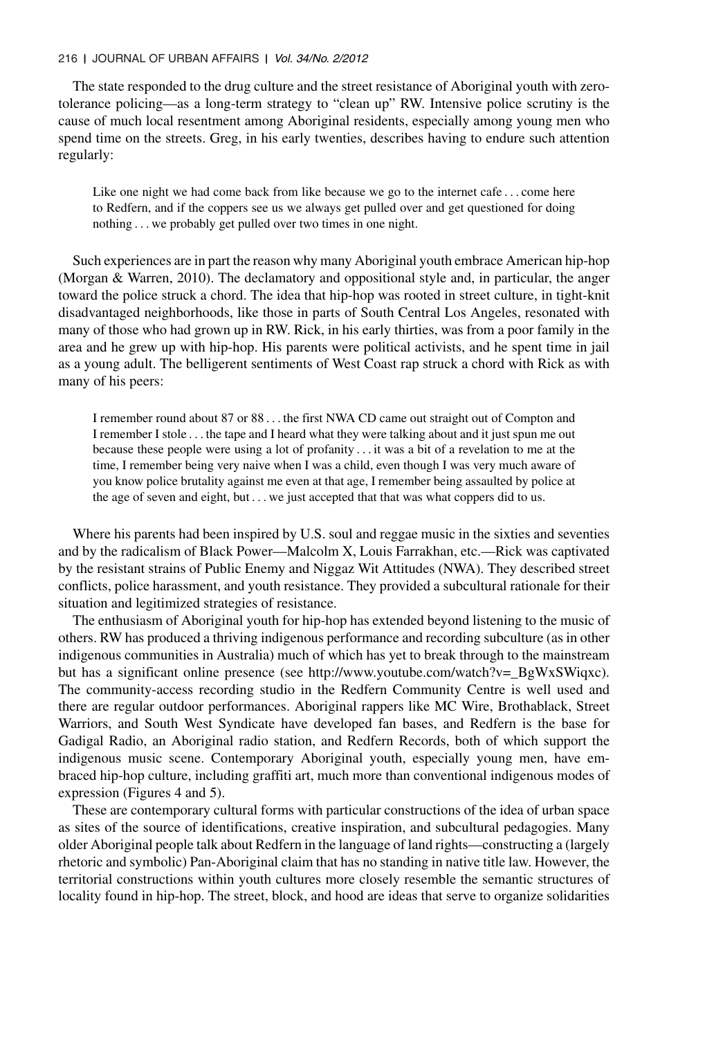The state responded to the drug culture and the street resistance of Aboriginal youth with zero-tolerance policing—as a long-term strategy to "clean up" RW. Intensive police scrutiny is the cause of much local resentment among Aboriginal residents, especially among young men who spend time on the streets. Greg, in his early twenties, describes having to endure such attention regularly:

> Like one night we had come back from like because we go to the internet cafe . . . come here to Redfern, and if the coppers see us we always get pulled over and get questioned for doing nothing . . . we probably get pulled over two times in one night.

Such experiences are in part the reason why many Aboriginal youth embrace American hip-hop (Morgan & Warren, 2010). The declamatory and oppositional style and, in particular, the anger toward the police struck a chord. The idea that hip-hop was rooted in street culture, in tight-knit disadvantaged neighborhoods, like those in parts of South Central Los Angeles, resonated with many of those who had grown up in RW. Rick, in his early thirties, was from a poor family in the area and he grew up with hip-hop. His parents were political activists, and he spent time in jail as a young adult. The belligerent sentiments of West Coast rap struck a chord with Rick as with many of his peers:

> I remember round about 87 or 88 . . . the first NWA CD came out straight out of Compton and I remember I stole . . . the tape and I heard what they were talking about and it just spun me out because these people were using a lot of profanity . . . it was a bit of a revelation to me at the time, I remember being very naive when I was a child, even though I was very much aware of you know police brutality against me even at that age, I remember being assaulted by police at the age of seven and eight, but . . . we just accepted that that was what coppers did to us.

Where his parents had been inspired by U.S. soul and reggae music in the sixties and seventies and by the radicalism of Black Power—Malcolm X, Louis Farrakhan, etc.—Rick was captivated by the resistant strains of Public Enemy and Niggaz Wit Attitudes (NWA). They described street conflicts, police harassment, and youth resistance. They provided a subcultural rationale for their situation and legitimized strategies of resistance.

The enthusiasm of Aboriginal youth for hip-hop has extended beyond listening to the music of others. RW has produced a thriving indigenous performance and recording subculture (as in other indigenous communities in Australia) much of which has yet to break through to the mainstream but has a significant online presence (see http://www.youtube.com/watch?v=_BgWxSWiqxc). The community-access recording studio in the Redfern Community Centre is well used and there are regular outdoor performances. Aboriginal rappers like MC Wire, Brothablack, Street Warriors, and South West Syndicate have developed fan bases, and Redfern is the base for Gadigal Radio, an Aboriginal radio station, and Redfern Records, both of which support the indigenous music scene. Contemporary Aboriginal youth, especially young men, have embraced hip-hop culture, including graffiti art, much more than conventional indigenous modes of expression (Figures 4 and 5).

These are contemporary cultural forms with particular constructions of the idea of urban space as sites of the source of identifications, creative inspiration, and subcultural pedagogies. Many older Aboriginal people talk about Redfern in the language of land rights—constructing a (largely rhetoric and symbolic) Pan-Aboriginal claim that has no standing in native title law. However, the territorial constructions within youth cultures more closely resemble the semantic structures of locality found in hip-hop. The street, block, and hood are ideas that serve to organize solidarities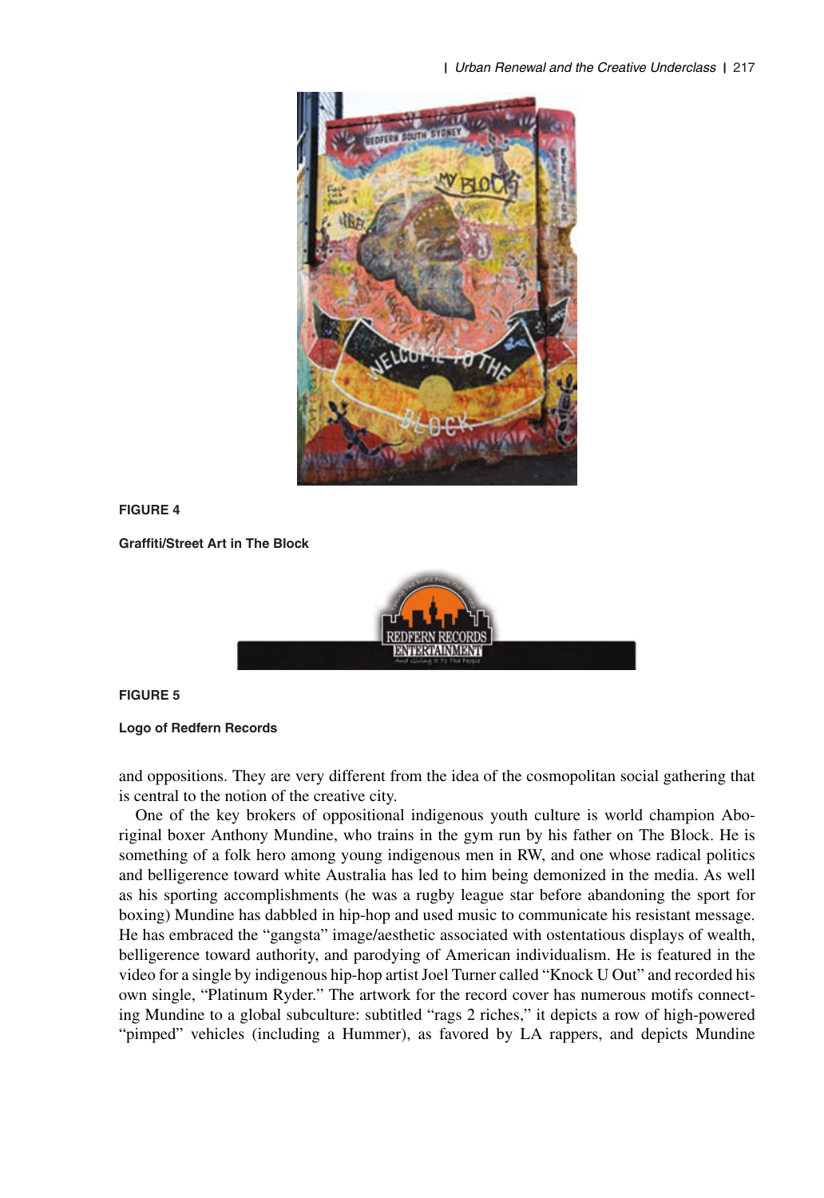**FIGURE 4**

**Graffiti/Street Art in The Block**

**FIGURE 5**

**Logo of Redfern Records**

and oppositions. They are very different from the idea of the cosmopolitan social gathering that is central to the notion of the creative city.

One of the key brokers of oppositional indigenous youth culture is world champion Aboriginal boxer Anthony Mundine, who trains in the gym run by his father on The Block. He is something of a folk hero among young indigenous men in RW, and one whose radical politics and belligerence toward white Australia has led to him being demonized in the media. As well as his sporting accomplishments (he was a rugby league star before abandoning the sport for boxing) Mundine has dabbled in hip-hop and used music to communicate his resistant message. He has embraced the "gangsta" image/aesthetic associated with ostentatious displays of wealth, belligerence toward authority, and parodying of American individualism. He is featured in the video for a single by indigenous hip-hop artist Joel Turner called "Knock U Out" and recorded his own single, "Platinum Ryder." The artwork for the record cover has numerous motifs connecting Mundine to a global subculture: subtitled "rags 2 riches," it depicts a row of high-powered "pimped" vehicles (including a Hummer), as favored by LA rappers, and depicts Mundine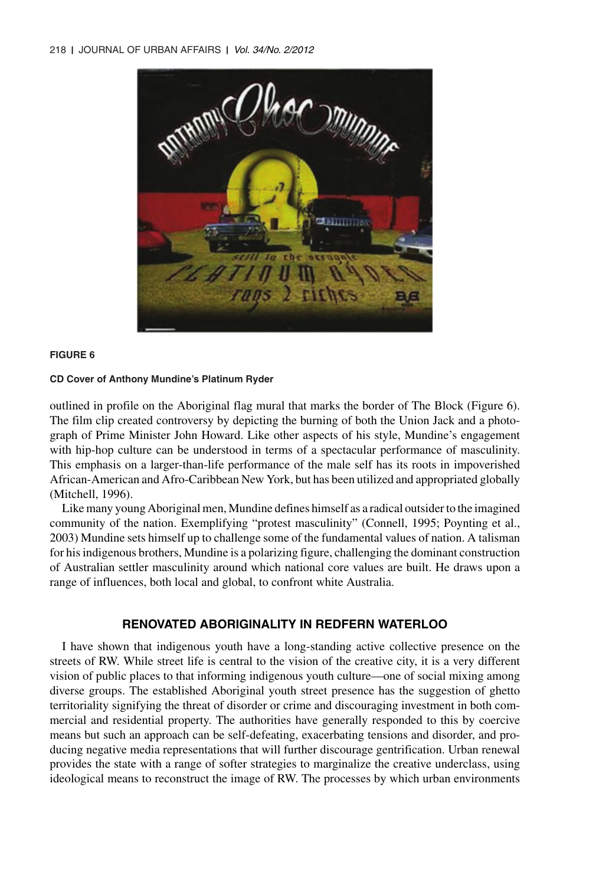**FIGURE 6**

**CD Cover of Anthony Mundine's Platinum Ryder**

outlined in profile on the Aboriginal flag mural that marks the border of The Block (Figure 6). The film clip created controversy by depicting the burning of both the Union Jack and a photograph of Prime Minister John Howard. Like other aspects of his style, Mundine's engagement with hip-hop culture can be understood in terms of a spectacular performance of masculinity. This emphasis on a larger-than-life performance of the male self has its roots in impoverished African-American and Afro-Caribbean New York, but has been utilized and appropriated globally (Mitchell, 1996).

Like many young Aboriginal men, Mundine defines himself as a radical outsider to the imagined community of the nation. Exemplifying "protest masculinity" (Connell, 1995; Poynting et al., 2003) Mundine sets himself up to challenge some of the fundamental values of nation. A talisman for his indigenous brothers, Mundine is a polarizing figure, challenging the dominant construction of Australian settler masculinity around which national core values are built. He draws upon a range of influences, both local and global, to confront white Australia.

## RENOVATED ABORIGINALITY IN REDFERN WATERLOO

I have shown that indigenous youth have a long-standing active collective presence on the streets of RW. While street life is central to the vision of the creative city, it is a very different vision of public places to that informing indigenous youth culture—one of social mixing among diverse groups. The established Aboriginal youth street presence has the suggestion of ghetto territoriality signifying the threat of disorder or crime and discouraging investment in both commercial and residential property. The authorities have generally responded to this by coercive means but such an approach can be self-defeating, exacerbating tensions and disorder, and producing negative media representations that will further discourage gentrification. Urban renewal provides the state with a range of softer strategies to marginalize the creative underclass, using ideological means to reconstruct the image of RW. The processes by which urban environments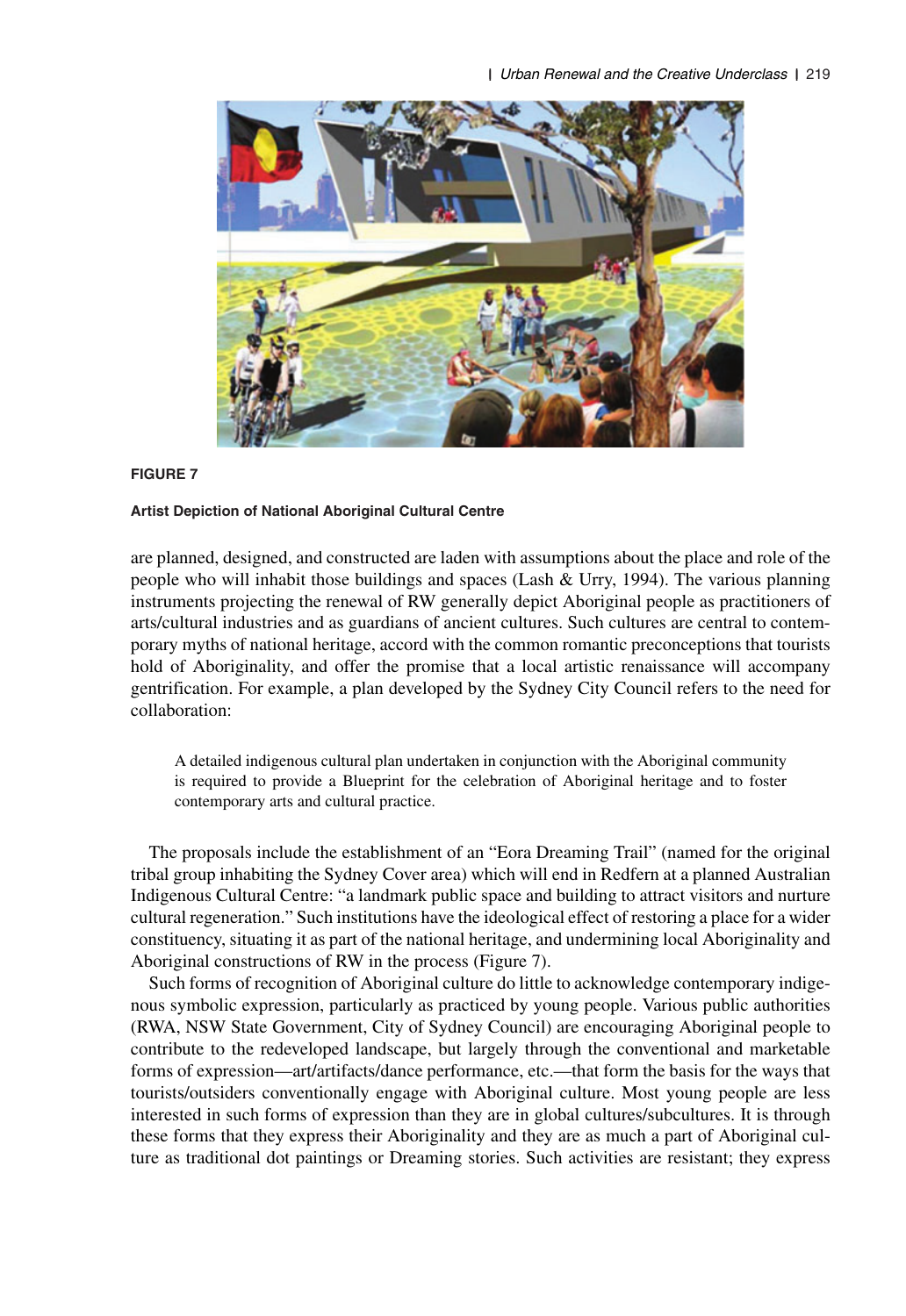**FIGURE 7**

**Artist Depiction of National Aboriginal Cultural Centre**

are planned, designed, and constructed are laden with assumptions about the place and role of the people who will inhabit those buildings and spaces (Lash & Urry, 1994). The various planning instruments projecting the renewal of RW generally depict Aboriginal people as practitioners of arts/cultural industries and as guardians of ancient cultures. Such cultures are central to contemporary myths of national heritage, accord with the common romantic preconceptions that tourists hold of Aboriginality, and offer the promise that a local artistic renaissance will accompany gentrification. For example, a plan developed by the Sydney City Council refers to the need for collaboration:

> A detailed indigenous cultural plan undertaken in conjunction with the Aboriginal community is required to provide a Blueprint for the celebration of Aboriginal heritage and to foster contemporary arts and cultural practice.

The proposals include the establishment of an "Eora Dreaming Trail" (named for the original tribal group inhabiting the Sydney Cover area) which will end in Redfern at a planned Australian Indigenous Cultural Centre: "a landmark public space and building to attract visitors and nurture cultural regeneration." Such institutions have the ideological effect of restoring a place for a wider constituency, situating it as part of the national heritage, and undermining local Aboriginality and Aboriginal constructions of RW in the process (Figure 7).

Such forms of recognition of Aboriginal culture do little to acknowledge contemporary indigenous symbolic expression, particularly as practiced by young people. Various public authorities (RWA, NSW State Government, City of Sydney Council) are encouraging Aboriginal people to contribute to the redeveloped landscape, but largely through the conventional and marketable forms of expression—art/artifacts/dance performance, etc.—that form the basis for the ways that tourists/outsiders conventionally engage with Aboriginal culture. Most young people are less interested in such forms of expression than they are in global cultures/subcultures. It is through these forms that they express their Aboriginality and they are as much a part of Aboriginal culture as traditional dot paintings or Dreaming stories. Such activities are resistant; they express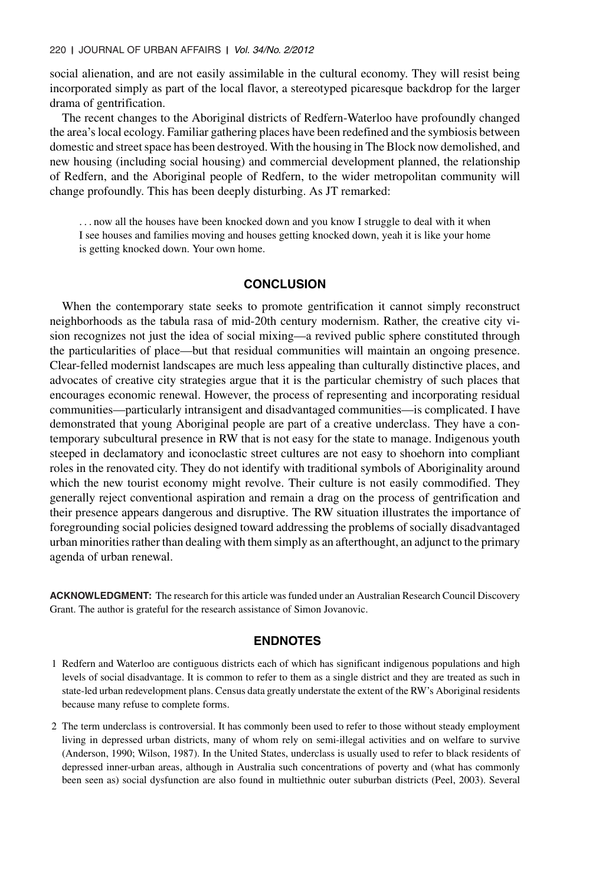social alienation, and are not easily assimilable in the cultural economy. They will resist being incorporated simply as part of the local flavor, a stereotyped picaresque backdrop for the larger drama of gentrification.

The recent changes to the Aboriginal districts of Redfern-Waterloo have profoundly changed the area's local ecology. Familiar gathering places have been redefined and the symbiosis between domestic and street space has been destroyed. With the housing in The Block now demolished, and new housing (including social housing) and commercial development planned, the relationship of Redfern, and the Aboriginal people of Redfern, to the wider metropolitan community will change profoundly. This has been deeply disturbing. As JT remarked:

> . . . now all the houses have been knocked down and you know I struggle to deal with it when I see houses and families moving and houses getting knocked down, yeah it is like your home is getting knocked down. Your own home.

## CONCLUSION

When the contemporary state seeks to promote gentrification it cannot simply reconstruct neighborhoods as the tabula rasa of mid-20th century modernism. Rather, the creative city vision recognizes not just the idea of social mixing—a revived public sphere constituted through the particularities of place—but that residual communities will maintain an ongoing presence. Clear-felled modernist landscapes are much less appealing than culturally distinctive places, and advocates of creative city strategies argue that it is the particular chemistry of such places that encourages economic renewal. However, the process of representing and incorporating residual communities—particularly intransigent and disadvantaged communities—is complicated. I have demonstrated that young Aboriginal people are part of a creative underclass. They have a contemporary subcultural presence in RW that is not easy for the state to manage. Indigenous youth steeped in declamatory and iconoclastic street cultures are not easy to shoehorn into compliant roles in the renovated city. They do not identify with traditional symbols of Aboriginality around which the new tourist economy might revolve. Their culture is not easily commodified. They generally reject conventional aspiration and remain a drag on the process of gentrification and their presence appears dangerous and disruptive. The RW situation illustrates the importance of foregrounding social policies designed toward addressing the problems of socially disadvantaged urban minorities rather than dealing with them simply as an afterthought, an adjunct to the primary agenda of urban renewal.

**ACKNOWLEDGMENT:** The research for this article was funded under an Australian Research Council Discovery Grant. The author is grateful for the research assistance of Simon Jovanovic.

## ENDNOTES

1 Redfern and Waterloo are contiguous districts each of which has significant indigenous populations and high levels of social disadvantage. It is common to refer to them as a single district and they are treated as such in state-led urban redevelopment plans. Census data greatly understate the extent of the RW's Aboriginal residents because many refuse to complete forms.

2 The term underclass is controversial. It has commonly been used to refer to those without steady employment living in depressed urban districts, many of whom rely on semi-illegal activities and on welfare to survive (Anderson, 1990; Wilson, 1987). In the United States, underclass is usually used to refer to black residents of depressed inner-urban areas, although in Australia such concentrations of poverty and (what has commonly been seen as) social dysfunction are also found in multiethnic outer suburban districts (Peel, 2003). Several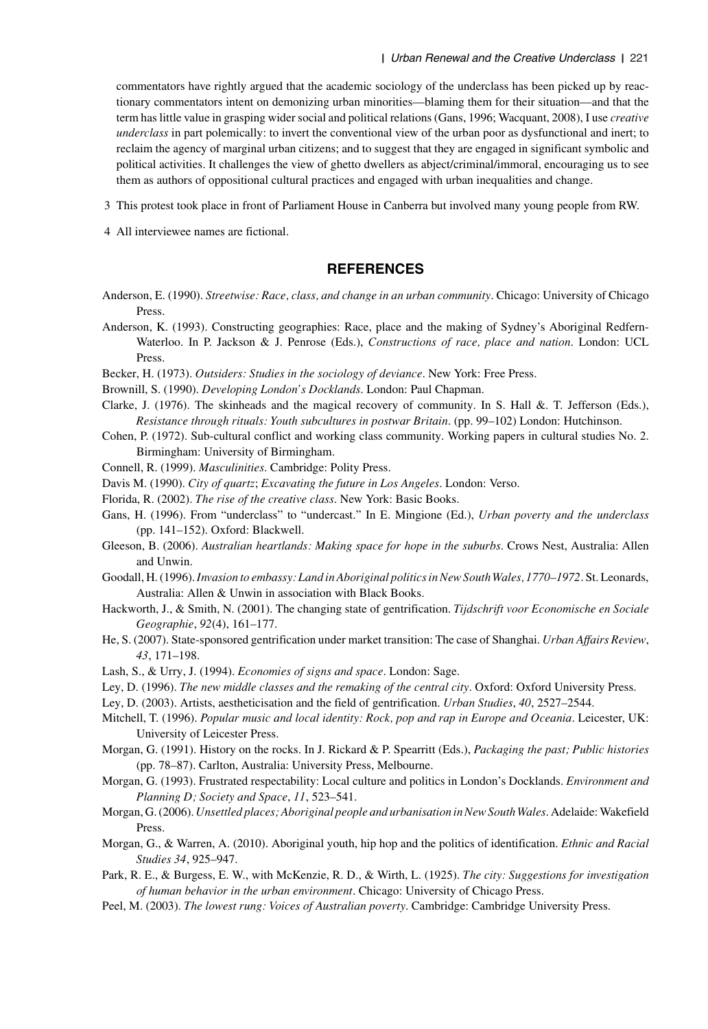commentators have rightly argued that the academic sociology of the underclass has been picked up by reactionary commentators intent on demonizing urban minorities—blaming them for their situation—and that the term has little value in grasping wider social and political relations (Gans, 1996; Wacquant, 2008), I use *creative underclass* in part polemically: to invert the conventional view of the urban poor as dysfunctional and inert; to reclaim the agency of marginal urban citizens; and to suggest that they are engaged in significant symbolic and political activities. It challenges the view of ghetto dwellers as abject/criminal/immoral, encouraging us to see them as authors of oppositional cultural practices and engaged with urban inequalities and change.

3 This protest took place in front of Parliament House in Canberra but involved many young people from RW.

4 All interviewee names are fictional.

## REFERENCES

Anderson, E. (1990). *Streetwise: Race, class, and change in an urban community*. Chicago: University of Chicago Press.

Anderson, K. (1993). Constructing geographies: Race, place and the making of Sydney's Aboriginal Redfern-Waterloo. In P. Jackson & J. Penrose (Eds.), *Constructions of race, place and nation*. London: UCL Press.

Becker, H. (1973). *Outsiders: Studies in the sociology of deviance*. New York: Free Press.

Brownill, S. (1990). *Developing London's Docklands*. London: Paul Chapman.

Clarke, J. (1976). The skinheads and the magical recovery of community. In S. Hall &. T. Jefferson (Eds.), *Resistance through rituals: Youth subcultures in postwar Britain*. (pp. 99–102) London: Hutchinson.

Cohen, P. (1972). Sub-cultural conflict and working class community. Working papers in cultural studies No. 2. Birmingham: University of Birmingham.

Connell, R. (1999). *Masculinities*. Cambridge: Polity Press.

Davis M. (1990). *City of quartz*; *Excavating the future in Los Angeles*. London: Verso.

Florida, R. (2002). *The rise of the creative class*. New York: Basic Books.

Gans, H. (1996). From "underclass" to "undercast." In E. Mingione (Ed.), *Urban poverty and the underclass* (pp. 141–152). Oxford: Blackwell.

Gleeson, B. (2006). *Australian heartlands: Making space for hope in the suburbs*. Crows Nest, Australia: Allen and Unwin.

Goodall, H. (1996). *Invasion to embassy: Land in Aboriginal politics in New South Wales, 1770–1972*. St. Leonards, Australia: Allen & Unwin in association with Black Books.

Hackworth, J., & Smith, N. (2001). The changing state of gentrification. *Tijdschrift voor Economische en Sociale Geographie*, *92*(4), 161–177.

He, S. (2007). State-sponsored gentrification under market transition: The case of Shanghai. *Urban Affairs Review*, *43*, 171–198.

Lash, S., & Urry, J. (1994). *Economies of signs and space*. London: Sage.

Ley, D. (1996). *The new middle classes and the remaking of the central city*. Oxford: Oxford University Press.

Ley, D. (2003). Artists, aestheticisation and the field of gentrification. *Urban Studies*, *40*, 2527–2544.

Mitchell, T. (1996). *Popular music and local identity: Rock, pop and rap in Europe and Oceania*. Leicester, UK: University of Leicester Press.

Morgan, G. (1991). History on the rocks. In J. Rickard & P. Spearritt (Eds.), *Packaging the past; Public histories* (pp. 78–87). Carlton, Australia: University Press, Melbourne.

Morgan, G. (1993). Frustrated respectability: Local culture and politics in London's Docklands. *Environment and Planning D; Society and Space*, *11*, 523–541.

Morgan, G. (2006). *Unsettled places; Aboriginal people and urbanisation in New South Wales*. Adelaide: Wakefield Press.

Morgan, G., & Warren, A. (2010). Aboriginal youth, hip hop and the politics of identification. *Ethnic and Racial Studies 34*, 925–947.

Park, R. E., & Burgess, E. W., with McKenzie, R. D., & Wirth, L. (1925). *The city: Suggestions for investigation of human behavior in the urban environment*. Chicago: University of Chicago Press.

Peel, M. (2003). *The lowest rung: Voices of Australian poverty*. Cambridge: Cambridge University Press.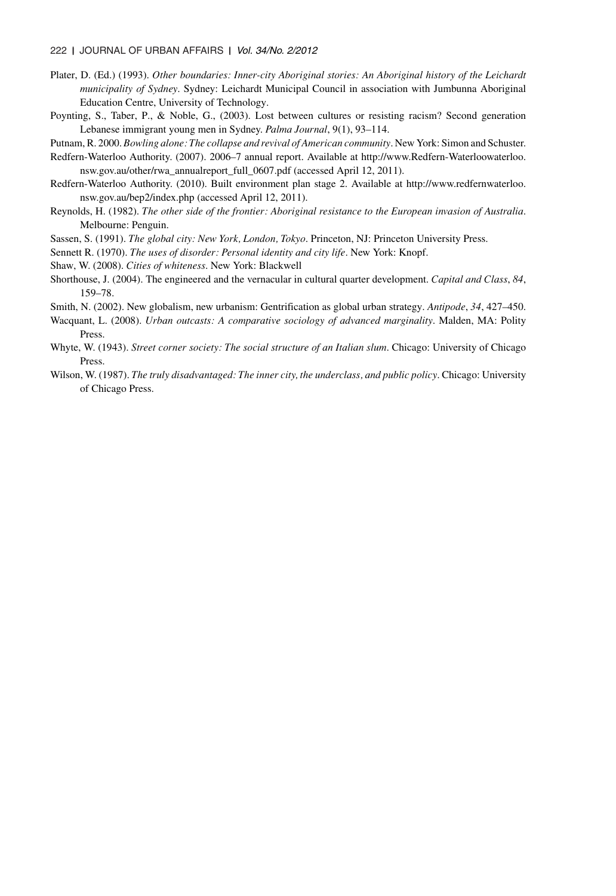Plater, D. (Ed.) (1993). *Other boundaries: Inner-city Aboriginal stories: An Aboriginal history of the Leichardt municipality of Sydney*. Sydney: Leichardt Municipal Council in association with Jumbunna Aboriginal Education Centre, University of Technology.

Poynting, S., Taber, P., & Noble, G., (2003). Lost between cultures or resisting racism? Second generation Lebanese immigrant young men in Sydney. *Palma Journal*, 9(1), 93–114.

Putnam, R. 2000. *Bowling alone: The collapse and revival of American community*. New York: Simon and Schuster.

Redfern-Waterloo Authority. (2007). 2006–7 annual report. Available at http://www.Redfern-Waterloowaterloo.nsw.gov.au/other/rwa_annualreport_full_0607.pdf (accessed April 12, 2011).

Redfern-Waterloo Authority. (2010). Built environment plan stage 2. Available at http://www.redfernwaterloo.nsw.gov.au/bep2/index.php (accessed April 12, 2011).

Reynolds, H. (1982). *The other side of the frontier: Aboriginal resistance to the European invasion of Australia*. Melbourne: Penguin.

Sassen, S. (1991). *The global city: New York, London, Tokyo*. Princeton, NJ: Princeton University Press.

Sennett R. (1970). *The uses of disorder: Personal identity and city life*. New York: Knopf.

Shaw, W. (2008). *Cities of whiteness*. New York: Blackwell

Shorthouse, J. (2004). The engineered and the vernacular in cultural quarter development. *Capital and Class*, *84*, 159–78.

Smith, N. (2002). New globalism, new urbanism: Gentrification as global urban strategy. *Antipode*, *34*, 427–450.

Wacquant, L. (2008). *Urban outcasts: A comparative sociology of advanced marginality*. Malden, MA: Polity Press.

Whyte, W. (1943). *Street corner society: The social structure of an Italian slum*. Chicago: University of Chicago Press.

Wilson, W. (1987). *The truly disadvantaged: The inner city, the underclass, and public policy*. Chicago: University of Chicago Press.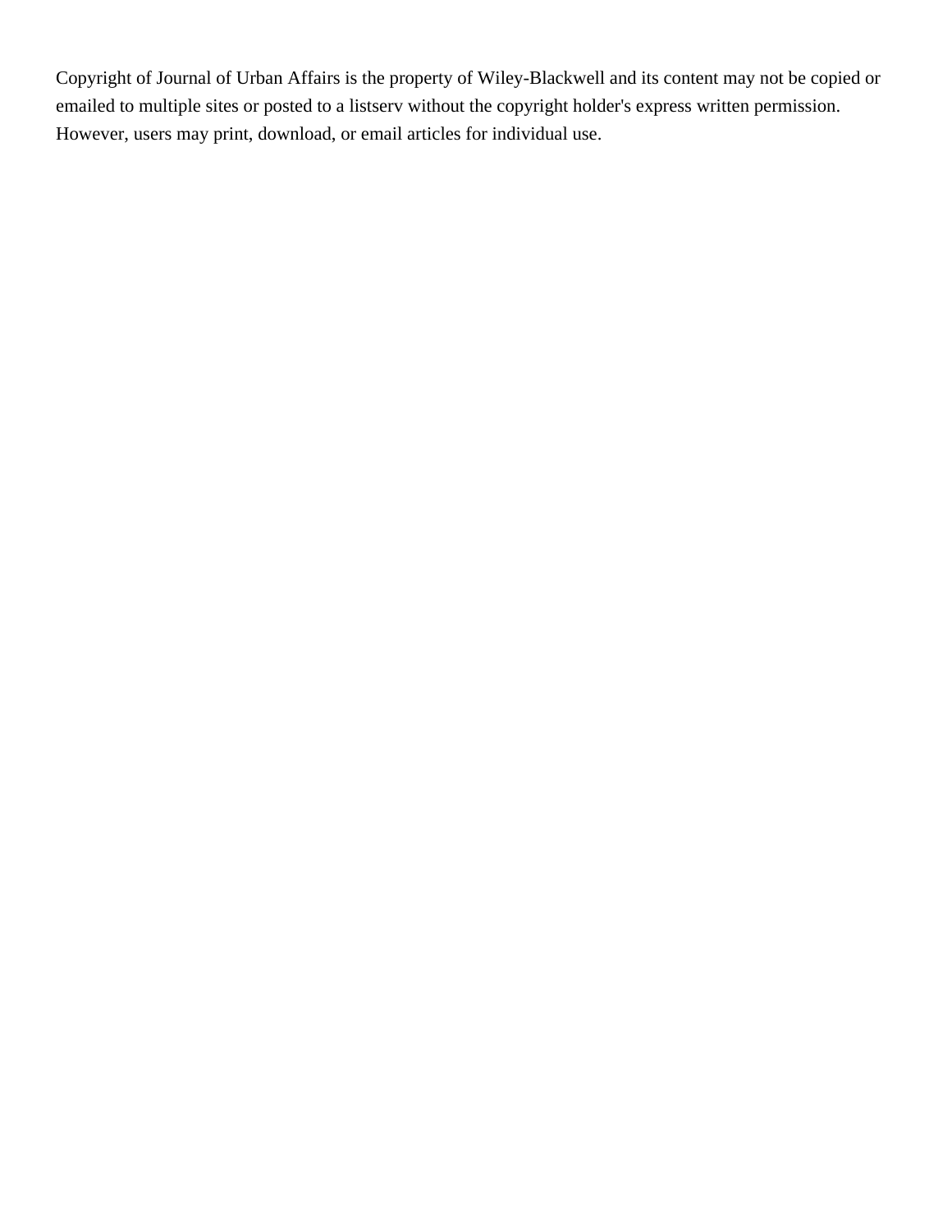Copyright of Journal of Urban Affairs is the property of Wiley-Blackwell and its content may not be copied or emailed to multiple sites or posted to a listserv without the copyright holder's express written permission. However, users may print, download, or email articles for individual use.